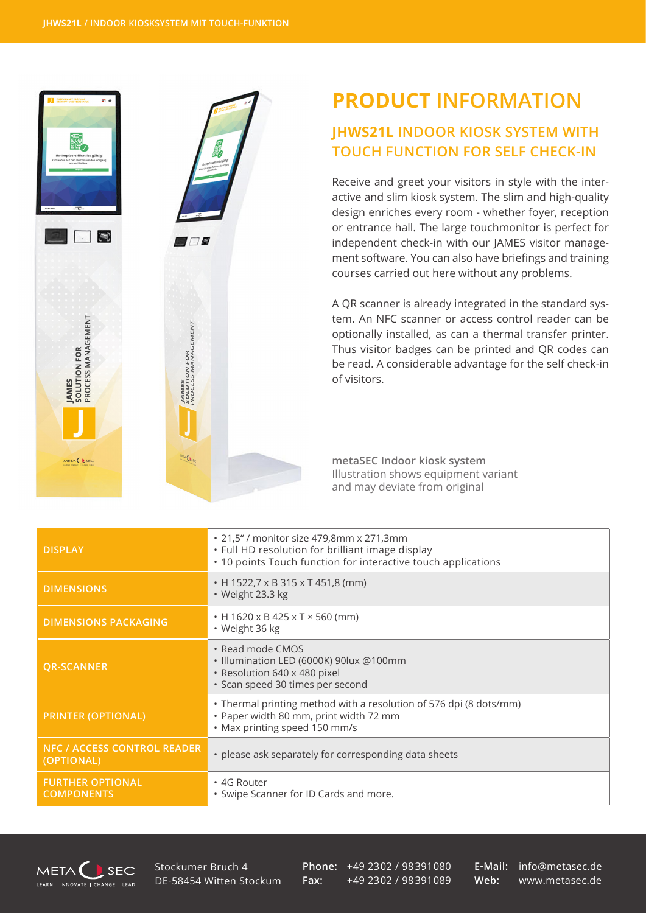# PRODUCT INFORMATION

## JHWS21L INDOOR KIOSK SYSTEM WITH TOUCH FUNCTION FOR SELF CHECK-IN

Receive and greet your visitors in style with the interactive and slim kiosk system. The slim and high-quality design enriches every room - whether foyer, reception or entrance hall. The large touchmonitor is perfect for independent check-in with our JAMES visitor management software. You can also have briefings and training courses carried out here without any problems.

A QR scanner is already integrated in the standard system. An NFC scanner or access control reader can be optionally installed, as can a thermal transfer printer. Thus visitor badges can be printed and QR codes can be read. A considerable advantage for the self check-in of visitors.

**metaSEC Indoor kiosk system**
Illustration shows equipment variant and may deviate from original

| | |
|---|---|
| **DISPLAY** | • 21,5" / monitor size 479,8mm x 271,3mm<br>• Full HD resolution for brilliant image display<br>• 10 points Touch function for interactive touch applications |
| **DIMENSIONS** | • H 1522,7 x B 315 x T 451,8 (mm)<br>• Weight 23.3 kg |
| **DIMENSIONS PACKAGING** | • H 1620 x B 425 x T × 560 (mm)<br>• Weight 36 kg |
| **QR-SCANNER** | • Read mode CMOS<br>• Illumination LED (6000K) 90lux @100mm<br>• Resolution 640 x 480 pixel<br>• Scan speed 30 times per second |
| **PRINTER (OPTIONAL)** | • Thermal printing method with a resolution of 576 dpi (8 dots/mm)<br>• Paper width 80 mm, print width 72 mm<br>• Max printing speed 150 mm/s |
| **NFC / ACCESS CONTROL READER (OPTIONAL)** | • please ask separately for corresponding data sheets |
| **FURTHER OPTIONAL COMPONENTS** | • 4G Router<br>• Swipe Scanner for ID Cards and more. |

Stockumer Bruch 4
DE-58454 Witten Stockum

**Phone:** +49 2302 / 98391080
**Fax:** +49 2302 / 98391089

**E-Mail:** info@metasec.de
**Web:** www.metasec.de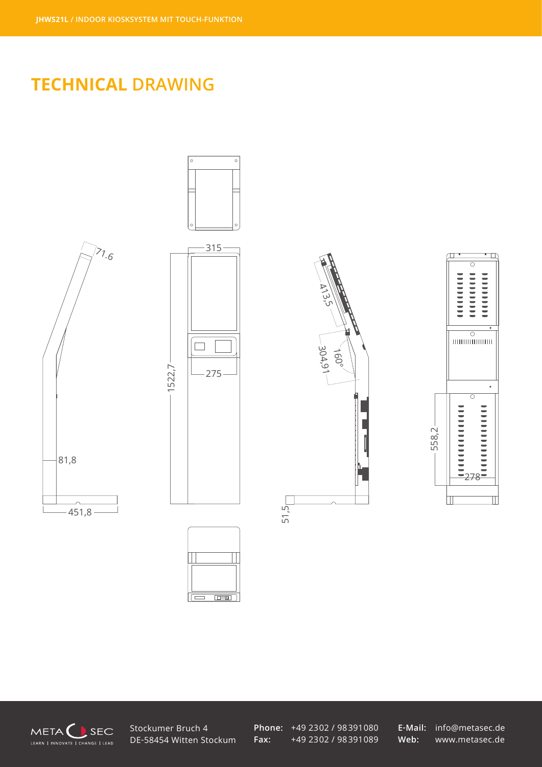# TECHNICAL DRAWING

71.6

81,8

451,8

315

1522,7

275

413,5

304,91

160°

51,5

558,2

278